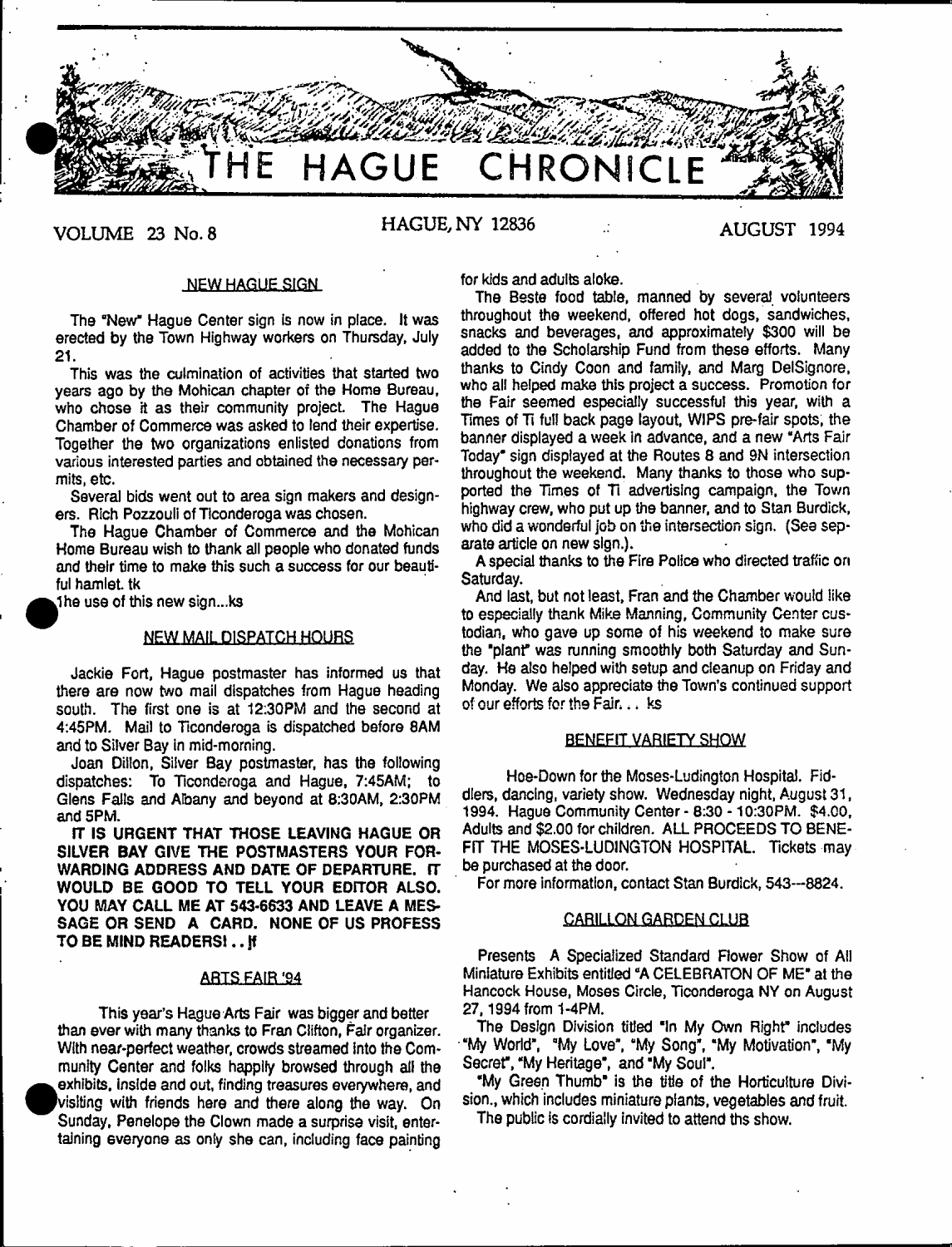# THE HAGUE CHRONICLE

VOLUME 23 No. 8 HAGUE, NY 12836 AUGUST 1994

## NEW HAGUE SIGN

The "New" Hague Center sign is now in place. It was erected by the Town Highway workers on Thursday, July 21.

This was the culmination of activities that started two years ago by the Mohican chapter of the Home Bureau, who chose it as their community project. The Hague Chamber of Commerce was asked to lend their expertise. Together the two organizations enlisted donations from various interested parties and obtained the necessary permits, etc.

Several bids went out to area sign makers and designers. Rich Pozzouli of Ticonderoga was chosen.

The Hague Chamber of Commerce and the Mohican Home Bureau wish to thank all people who donated funds and their time to make this such a success for our beautiful hamlet. tk

1he use of this new sign...ks

## NEW MAIL DISPATCH HOURS

Jackie Fort, Hague postmaster has informed us that there are now two mail dispatches from Hague heading south. The first one is at 12:30PM and the second at 4:45PM. Mail to Ticonderoga is dispatched before 8AM and to Silver Bay in mid-morning.

Joan Dillon, Silver Bay postmaster, has the following dispatches: To Ticonderoga and Hague, 7:45AM; to Glens Falls and Albany and beyond at 8:30AM, 2:30PM and 5PM.

**IT IS URGENT THAT THOSE LEAVING HAGUE OR SILVER BAY GIVE THE POSTMASTERS YOUR FORWARDING ADDRESS AND DATE OF DEPARTURE. IT WOULD BE GOOD TO TELL YOUR EDITOR ALSO. YOU MAY CALL ME AT 543-6633 AND LEAVE A MESSAGE OR SEND A CARD. NONE OF US PROFESS TO BE MIND READERS! .. jf**

## ARTS FAIR '94

This year's Hague Arts Fair was bigger and better than ever with many thanks to Fran Clifton, Fair organizer. With near-perfect weather, crowds streamed into the Community Center and folks happily browsed through all the exhibits, inside and out, finding treasures everywhere, and visiting with friends here and there along the way. On Sunday, Penelope the Clown made a surprise visit, entertaining everyone as only she can, including face painting for kids and adults aloke.

The Beste food table, manned by several volunteers throughout the weekend, offered hot dogs, sandwiches, snacks and beverages, and approximately $300 will be added to the Scholarship Fund from these efforts. Many thanks to Cindy Coon and family, and Marg DelSignore, who all helped make this project a success. Promotion for the Fair seemed especially successful this year, with a Times of Ti full back page layout, WIPS pre-fair spots, the banner displayed a week in advance, and a new "Arts Fair Today" sign displayed at the Routes 8 and 9N intersection throughout the weekend. Many thanks to those who supported the Times of Ti advertising campaign, the Town highway crew, who put up the banner, and to Stan Burdick, who did a wonderful job on the intersection sign. (See separate article on new sign.).

A special thanks to the Fire Police who directed traffic on Saturday.

And last, but not least, Fran and the Chamber would like to especially thank Mike Manning, Community Center custodian, who gave up some of his weekend to make sure the "plant" was running smoothly both Saturday and Sunday. He also helped with setup and cleanup on Friday and Monday. We also appreciate the Town's continued support of our efforts for the Fair... ks

## BENEFIT VARIETY SHOW

Hoe-Down for the Moses-Ludington Hospital. Fiddlers, dancing, variety show. Wednesday night, August 31, 1994. Hague Community Center - 8:30 - 10:30PM. $4.00, Adults and $2.00 for children. ALL PROCEEDS TO BENEFIT THE MOSES-LUDINGTON HOSPITAL. Tickets may be purchased at the door.

For more information, contact Stan Burdick, 543---8824.

## CARILLON GARDEN CLUB

Presents A Specialized Standard Flower Show of All Miniature Exhibits entitled "A CELEBRATON OF ME" at the Hancock House, Moses Circle, Ticonderoga NY on August 27, 1994 from 1-4PM.

The Design Division titled "In My Own Right" includes "My World", "My Love", "My Song", "My Motivation", "My Secret", "My Heritage", and "My Soul".

"My Green Thumb" is the title of the Horticulture Division., which includes miniature plants, vegetables and fruit.

The public is cordially invited to attend ths show.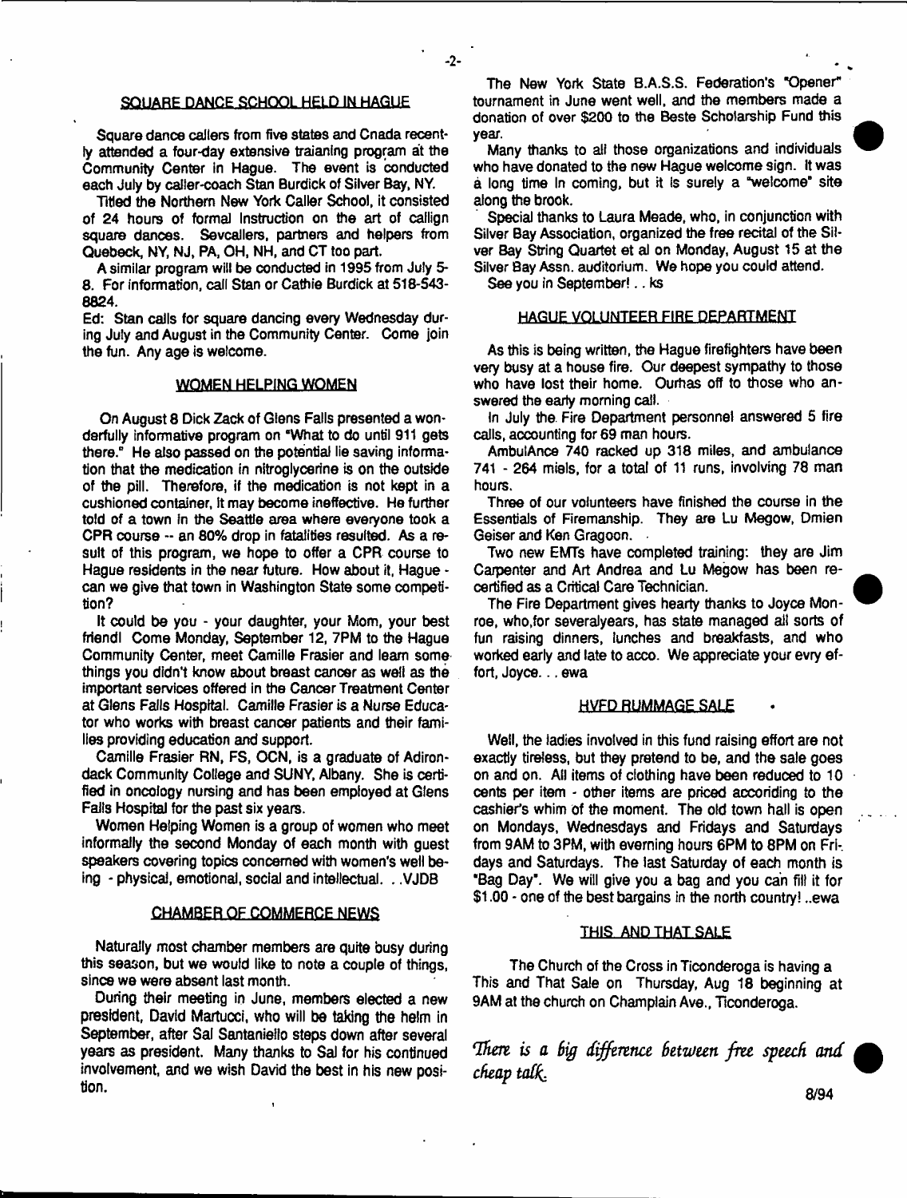## SQUARE DANCE SCHOOL HELD IN HAGUE

Square dance callers from five states and Cnada recently attended a four-day extensive traianing program at the Community Center in Hague. The event is conducted each July by caller-coach Stan Burdick of Silver Bay, NY.

Titled the Northern New York Caller School, it consisted of 24 hours of formal instruction on the art of callign square dances. Sevcallers, partners and helpers from Quebeck, NY, NJ, PA, OH, NH, and CT too part.

A similar program will be conducted in 1995 from July 5-8. For information, call Stan or Cathie Burdick at 518-543-8824.

Ed: Stan calls for square dancing every Wednesday during July and August in the Community Center. Come join the fun. Any age is welcome.

## WOMEN HELPING WOMEN

On August 8 Dick Zack of Glens Falls presented a wonderfully informative program on "What to do until 911 gets there." He also passed on the potential lie saving information that the medication in nitroglycerine is on the outside of the pill. Therefore, if the medication is not kept in a cushioned container, it may become ineffective. He further told of a town in the Seattle area where everyone took a CPR course -- an 80% drop in fatalities resulted. As a result of this program, we hope to offer a CPR course to Hague residents in the near future. How about it, Hague - can we give that town in Washington State some competition?

It could be you - your daughter, your Mom, your best friend! Come Monday, September 12, 7PM to the Hague Community Center, meet Camille Frasier and learn some things you didn't know about breast cancer as well as the important services offered in the Cancer Treatment Center at Glens Falls Hospital. Camille Frasier is a Nurse Educator who works with breast cancer patients and their families providing education and support.

Camille Frasier RN, FS, OCN, is a graduate of Adirondack Community College and SUNY, Albany. She is certified in oncology nursing and has been employed at Glens Falls Hospital for the past six years.

Women Helping Women is a group of women who meet informally the second Monday of each month with guest speakers covering topics concerned with women's well being - physical, emotional, social and intellectual. . .VJDB

## CHAMBER OF COMMERCE NEWS

Naturally most chamber members are quite busy during this season, but we would like to note a couple of things, since we were absent last month.

During their meeting in June, members elected a new president, David Martucci, who will be taking the helm in September, after Sal Santaniello steps down after several years as president. Many thanks to Sal for his continued involvement, and we wish David the best in his new position.

The New York State B.A.S.S. Federation's "Opener" tournament in June went well, and the members made a donation of over $200 to the Beste Scholarship Fund this year.

Many thanks to all those organizations and individuals who have donated to the new Hague welcome sign. It was a long time in coming, but it is surely a "welcome" site along the brook.

Special thanks to Laura Meade, who, in conjunction with Silver Bay Association, organized the free recital of the Silver Bay String Quartet et al on Monday, August 15 at the Silver Bay Assn. auditorium. We hope you could attend.

See you in September! . . ks

## HAGUE VOLUNTEER FIRE DEPARTMENT

As this is being written, the Hague firefighters have been very busy at a house fire. Our deepest sympathy to those who have lost their home. Ourhas off to those who answered the early morning call.

In July the Fire Department personnel answered 5 fire calls, accounting for 69 man hours.

AmbulAnce 740 racked up 318 miles, and ambulance 741 - 264 miels, for a total of 11 runs, involving 78 man hours.

Three of our volunteers have finished the course in the Essentials of Firemanship. They are Lu Megow, Dmien Geiser and Ken Gragoon.

Two new EMTs have completed training: they are Jim Carpenter and Art Andrea and Lu Megow has been recertified as a Critical Care Technician.

The Fire Department gives hearty thanks to Joyce Monroe, who,for severalyears, has state managed all sorts of fun raising dinners, lunches and breakfasts, and who worked early and late to acco. We appreciate your evry effort, Joyce. . . ewa

## HVFD RUMMAGE SALE

Well, the ladies involved in this fund raising effort are not exactly tireless, but they pretend to be, and the sale goes on and on. All items of clothing have been reduced to 10 cents per item - other items are priced accoriding to the cashier's whim of the moment. The old town hall is open on Mondays, Wednesdays and Fridays and Saturdays from 9AM to 3PM, with everning hours 6PM to 8PM on Fridays and Saturdays. The last Saturday of each month is "Bag Day". We will give you a bag and you can fill it for $1.00 - one of the best bargains in the north country! ..ewa

## THIS AND THAT SALE

The Church of the Cross in Ticonderoga is having a This and That Sale on Thursday, Aug 18 beginning at 9AM at the church on Champlain Ave., Ticonderoga.

*There is a big difference between free speech and cheap talk.*

8/94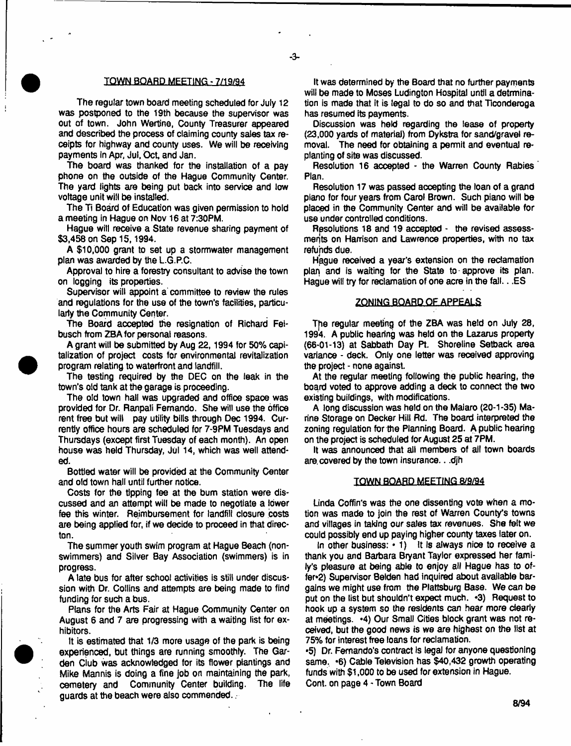## TOWN BOARD MEETING - 7/19/94

The regular town board meeting scheduled for July 12 was postponed to the 19th because the supervisor was out of town. John Wertine, County Treasurer appeared and described the process of claiming county sales tax receipts for highway and county uses. We will be receiving payments in Apr, Jul, Oct, and Jan.

The board was thanked for the installation of a pay phone on the outside of the Hague Community Center. The yard lights are being put back into service and low voltage unit will be installed.

The Ti Board of Education was given permission to hold a meeting in Hague on Nov 16 at 7:30PM.

Hague will receive a State revenue sharing payment of $3,458 on Sep 15, 1994.

A $10,000 grant to set up a stormwater management plan was awarded by the L.G.P.C.

Approval to hire a forestry consultant to advise the town on logging its properties.

Supervisor will appoint a committee to review the rules and regulations for the use of the town's facilities, particularly the Community Center.

The Board accepted the resignation of Richard Felbusch from ZBA for personal reasons.

A grant will be submitted by Aug 22, 1994 for 50% capitalization of project costs for environmental revitalization program relating to waterfront and landfill.

The testing required by the DEC on the leak in the town's old tank at the garage is proceeding.

The old town hall was upgraded and office space was provided for Dr. Ranpali Fernando. She will use the office rent free but will pay utility bills through Dec 1994. Currently office hours are scheduled for 7-9PM Tuesdays and Thursdays (except first Tuesday of each month). An open house was held Thursday, Jul 14, which was well attended.

Bottled water will be provided at the Community Center and old town hall until further notice.

Costs for the tipping fee at the burn station were discussed and an attempt will be made to negotiate a lower fee this winter. Reimbursement for landfill closure costs are being applied for, if we decide to proceed in that directon.

The summer youth swim program at Hague Beach (non-swimmers) and Silver Bay Association (swimmers) is in progress.

A late bus for after school activities is still under discussion with Dr. Collins and attempts are being made to find funding for such a bus.

Plans for the Arts Fair at Hague Community Center on August 6 and 7 are progressing with a waiting list for exhibitors.

It is estimated that 1/3 more usage of the park is being experienced, but things are running smoothly. The Garden Club was acknowledged for its flower plantings and Mike Mannis is doing a fine job on maintaining the park, cemetery and Community Center building. The life guards at the beach were also commended.

It was determined by the Board that no further payments will be made to Moses Ludington Hospital until a detrmination is made that it is legal to do so and that Ticonderoga has resumed its payments.

Discussion was held regarding the lease of property (23,000 yards of material) from Dykstra for sand/gravel removal. The need for obtaining a permit and eventual replanting of site was discussed.

Resolution 16 accepted - the Warren County Rabies Plan.

Resolution 17 was passed accepting the loan of a grand piano for four years from Carol Brown. Such piano will be placed in the Community Center and will be available for use under controlled conditions.

Resolutions 18 and 19 accepted - the revised assessments on Harrison and Lawrence properties, with no tax refunds due.

Hague received a year's extension on the reclamation plan and is waiting for the State to approve its plan. Hague will try for reclamation of one acre in the fall. . .ES

## ZONING BOARD OF APPEALS

The regular meeting of the ZBA was held on July 28, 1994. A public hearing was held on the Lazarus property (66-01-13) at Sabbath Day Pt. Shoreline Setback area variance - deck. Only one letter was received approving the project - none against.

At the regular meeting following the public hearing, the board voted to approve adding a deck to connect the two existing buildings, with modifications.

A long discussion was held on the Malaro (20-1-35) Marine Storage on Decker Hill Rd. The board interpreted the zoning regulation for the Planning Board. A public hearing on the project is scheduled for August 25 at 7PM.

It was announced that all members of all town boards are covered by the town insurance. . .djh

## TOWN BOARD MEETING 8/9/94

Linda Coffin's was the one dissenting vote when a motion was made to join the rest of Warren County's towns and villages in taking our sales tax revenues. She felt we could possibly end up paying higher county taxes later on.

In other business: • 1) It is always nice to receive a thank you and Barbara Bryant Taylor expressed her family's pleasure at being able to enjoy all Hague has to offer•2) Supervisor Belden had inquired about available bargains we might use from the Plattsburg Base. We can be put on the list but shouldn't expect much. •3) Request to hook up a system so the residents can hear more clearly at meetings. •4) Our Small Cities block grant was not received, but the good news is we are highest on the list at 75% for interest free loans for reclamation.

•5) Dr. Fernando's contract is legal for anyone questioning same. •6) Cable Television has $40,432 growth operating funds with $1,000 to be used for extension in Hague.

Cont. on page 4 - Town Board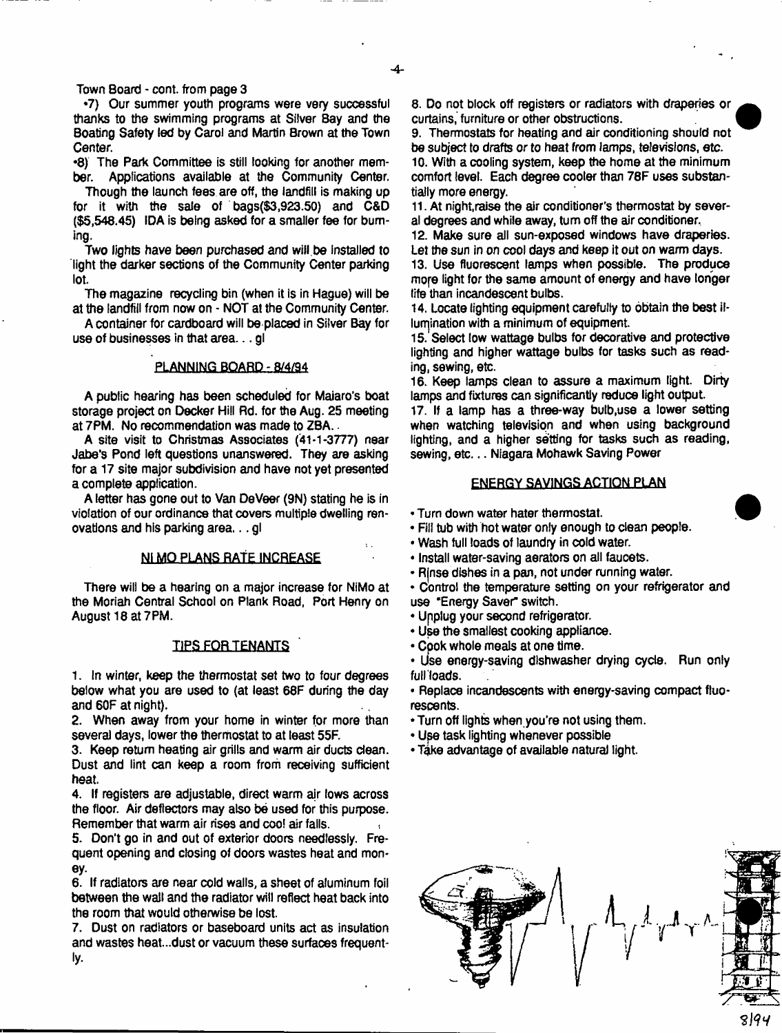Town Board - cont. from page 3

•7) Our summer youth programs were very successful thanks to the swimming programs at Silver Bay and the Boating Safety led by Carol and Martin Brown at the Town Center.

•8) The Park Committee is still looking for another member. Applications available at the Community Center.

Though the launch fees are off, the landfill is making up for it with the sale of bags($3,923.50) and C&D ($5,548.45) IDA is being asked for a smaller fee for burning.

Two lights have been purchased and will be installed to light the darker sections of the Community Center parking lot.

The magazine recycling bin (when it is in Hague) will be at the landfill from now on - NOT at the Community Center.

A container for cardboard will be placed in Silver Bay for use of businesses in that area. . . gl

## PLANNING BOARD - 8/4/94

A public hearing has been scheduled for Maiaro's boat storage project on Decker Hill Rd. for the Aug. 25 meeting at 7PM. No recommendation was made to ZBA. .

A site visit to Christmas Associates (41-1-3777) near Jabe's Pond left questions unanswered. They are asking for a 17 site major subdivision and have not yet presented a complete application.

A letter has gone out to Van DeVeer (9N) stating he is in violation of our ordinance that covers multiple dwelling renovations and his parking area. . . gl

## NIMO PLANS RATE INCREASE

There will be a hearing on a major increase for NiMo at the Moriah Central School on Plank Road, Port Henry on August 18 at 7PM.

## TIPS FOR TENANTS

1. In winter, keep the thermostat set two to four degrees below what you are used to (at least 68F during the day and 60F at night).
2. When away from your home in winter for more than several days, lower the thermostat to at least 55F.
3. Keep return heating air grills and warm air ducts clean. Dust and lint can keep a room from receiving sufficient heat.
4. If registers are adjustable, direct warm air lows across the floor. Air deflectors may also be used for this purpose. Remember that warm air rises and cool air falls.
5. Don't go in and out of exterior doors needlessly. Frequent opening and closing of doors wastes heat and money.
6. If radiators are near cold walls, a sheet of aluminum foil between the wall and the radiator will reflect heat back into the room that would otherwise be lost.
7. Dust on radiators or baseboard units act as insulation and wastes heat...dust or vacuum these surfaces frequently.
8. Do not block off registers or radiators with draperies or curtains, furniture or other obstructions.
9. Thermostats for heating and air conditioning should not be subject to drafts or to heat from lamps, televisions, etc.
10. With a cooling system, keep the home at the minimum comfort level. Each degree cooler than 78F uses substantially more energy.
11. At night,raise the air conditioner's thermostat by several degrees and while away, turn off the air conditioner.
12. Make sure all sun-exposed windows have draperies. Let the sun in on cool days and keep it out on warm days.
13. Use fluorescent lamps when possible. The produce more light for the same amount of energy and have longer life than incandescent bulbs.
14. Locate lighting equipment carefully to obtain the best illumination with a minimum of equipment.
15. Select low wattage bulbs for decorative and protective lighting and higher wattage bulbs for tasks such as reading, sewing, etc.
16. Keep lamps clean to assure a maximum light. Dirty lamps and fixtures can significantly reduce light output.
17. If a lamp has a three-way bulb,use a lower setting when watching television and when using background lighting, and a higher setting for tasks such as reading, sewing, etc. . . Niagara Mohawk Saving Power

## ENERGY SAVINGS ACTION PLAN

- Turn down water hater thermostat.
- Fill tub with hot water only enough to clean people.
- Wash full loads of laundry in cold water.
- Install water-saving aerators on all faucets.
- Rinse dishes in a pan, not under running water.
- Control the temperature setting on your refrigerator and use "Energy Saver" switch.
- Unplug your second refrigerator.
- Use the smallest cooking appliance.
- Cook whole meals at one time.
- Use energy-saving dishwasher drying cycle. Run only full loads.
- Replace incandescents with energy-saving compact fluorescents.
- Turn off lights when you're not using them.
- Use task lighting whenever possible
- Take advantage of available natural light.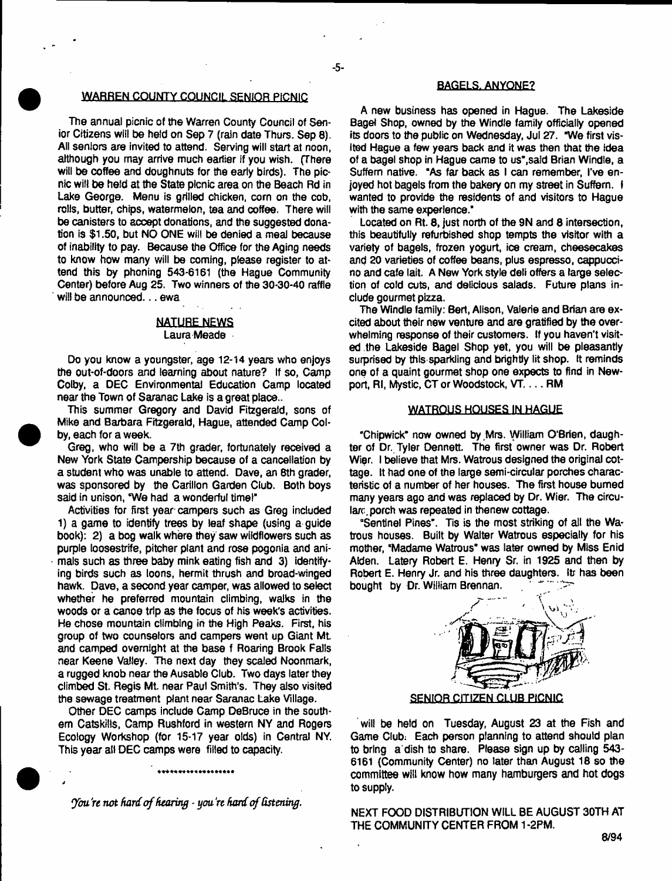## WARREN COUNTY COUNCIL SENIOR PICNIC

The annual picnic of the Warren County Council of Senior Citizens will be held on Sep 7 (rain date Thurs. Sep 8). All seniors are invited to attend. Serving will start at noon, although you may arrive much earlier if you wish. (There will be coffee and doughnuts for the early birds). The picnic will be held at the State picnic area on the Beach Rd in Lake George. Menu is grilled chicken, corn on the cob, rolls, butter, chips, watermelon, tea and coffee. There will be canisters to accept donations, and the suggested donation is $1.50, but NO ONE will be denied a meal because of inability to pay. Because the Office for the Aging needs to know how many will be coming, please register to attend this by phoning 543-6161 (the Hague Community Center) before Aug 25. Two winners of the 30-30-40 raffle will be announced. . . ewa

## NATURE NEWS

Laura Meade

Do you know a youngster, age 12-14 years who enjoys the out-of-doors and learning about nature? If so, Camp Colby, a DEC Environmental Education Camp located near the Town of Saranac Lake is a great place..

This summer Gregory and David Fitzgerald, sons of Mike and Barbara Fitzgerald, Hague, attended Camp Colby, each for a week.

Greg, who will be a 7th grader, fortunately received a New York State Campership because of a cancellation by a student who was unable to attend. Dave, an 8th grader, was sponsored by the Carillon Garden Club. Both boys said in unison, "We had a wonderful time!"

Activities for first year campers such as Greg included 1) a game to identify trees by leaf shape (using a guide book): 2) a bog walk where they saw wildflowers such as purple loosestrife, pitcher plant and rose pogonia and animals such as three baby mink eating fish and 3) identifying birds such as loons, hermit thrush and broad-winged hawk. Dave, a second year camper, was allowed to select whether he preferred mountain climbing, walks in the woods or a canoe trip as the focus of his week's activities. He chose mountain climbing in the High Peaks. First, his group of two counselors and campers went up Giant Mt. and camped overnight at the base f Roaring Brook Falls near Keene Valley. The next day they scaled Noonmark, a rugged knob near the Ausable Club. Two days later they climbed St. Regis Mt. near Paul Smith's. They also visited the sewage treatment plant near Saranac Lake Village.

Other DEC camps include Camp DeBruce in the southern Catskills, Camp Rushford in western NY and Rogers Ecology Workshop (for 15-17 year olds) in Central NY. This year all DEC camps were filled to capacity.

\*\*\*\*\*\*\*\*\*\*\*\*\*\*\*\*\*\*\*

*You're not hard of hearing - you're hard of listening.*

## BAGELS, ANYONE?

A new business has opened in Hague. The Lakeside Bagel Shop, owned by the Windle family officially opened its doors to the public on Wednesday, Jul 27. "We first visited Hague a few years back and it was then that the idea of a bagel shop in Hague came to us", said Brian Windle, a Suffern native. "As far back as I can remember, I've enjoyed hot bagels from the bakery on my street in Suffern. I wanted to provide the residents of and visitors to Hague with the same experience."

Located on Rt. 8, just north of the 9N and 8 intersection, this beautifully refurbished shop tempts the visitor with a variety of bagels, frozen yogurt, ice cream, cheesecakes and 20 varieties of coffee beans, plus espresso, cappuccino and cafe lait. A New York style deli offers a large selection of cold cuts, and delicious salads. Future plans include gourmet pizza.

The Windle family: Bert, Alison, Valerie and Brian are excited about their new venture and are gratified by the overwhelming response of their customers. If you haven't visited the Lakeside Bagel Shop yet, you will be pleasantly surprised by this sparkling and brightly lit shop. It reminds one of a quaint gourmet shop one expects to find in Newport, RI, Mystic, CT or Woodstock, VT. . . . RM

## WATROUS HOUSES IN HAGUE

"Chipwick" now owned by Mrs. William O'Brien, daughter of Dr. Tyler Dennett. The first owner was Dr. Robert Wier. I believe that Mrs. Watrous designed the original cottage. It had one of the large semi-circular porches characteristic of a number of her houses. The first house burned many years ago and was replaced by Dr. Wier. The circular porch was repeated in thenew cottage.

"Sentinel Pines". Tis is the most striking of all the Watrous houses. Built by Walter Watrous especially for his mother, "Madame Watrous" was later owned by Miss Enid Alden. Latery Robert E. Henry Sr. in 1925 and then by Robert E. Henry Jr. and his three daughters. It has been bought by Dr. William Brennan.

## SENIOR CITIZEN CLUB PICNIC

will be held on Tuesday, August 23 at the Fish and Game Club. Each person planning to attend should plan to bring a dish to share. Please sign up by calling 543-6161 (Community Center) no later than August 18 so the committee will know how many hamburgers and hot dogs to supply.

NEXT FOOD DISTRIBUTION WILL BE AUGUST 30TH AT THE COMMUNITY CENTER FROM 1-2PM.

8/94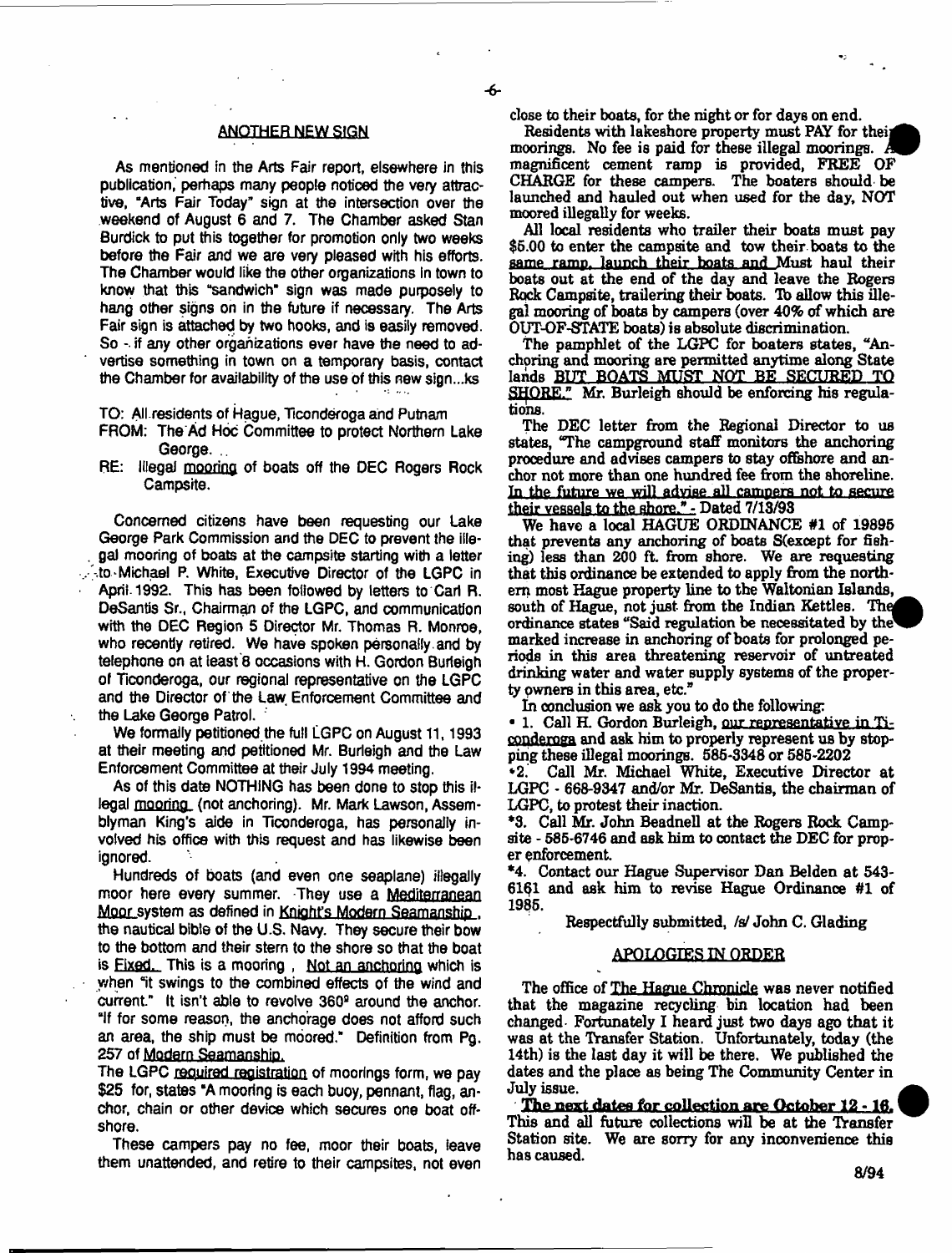## ANOTHER NEW SIGN

As mentioned in the Arts Fair report, elsewhere in this publication, perhaps many people noticed the very attractive, "Arts Fair Today" sign at the intersection over the weekend of August 6 and 7. The Chamber asked Stan Burdick to put this together for promotion only two weeks before the Fair and we are very pleased with his efforts. The Chamber would like the other organizations in town to know that this "sandwich" sign was made purposely to hang other signs on in the future if necessary. The Arts Fair sign is attached by two hooks, and is easily removed. So - if any other organizations ever have the need to advertise something in town on a temporary basis, contact the Chamber for availability of the use of this new sign...ks

TO: All residents of Hague, Ticonderoga and Putnam

FROM: The Ad Hoc Committee to protect Northern Lake George.

RE: Illegal mooring of boats off the DEC Rogers Rock Campsite.

Concerned citizens have been requesting our Lake George Park Commission and the DEC to prevent the illegal mooring of boats at the campsite starting with a letter to Michael P. White, Executive Director of the LGPC in April 1992. This has been followed by letters to Carl R. DeSantis Sr., Chairman of the LGPC, and communication with the DEC Region 5 Director Mr. Thomas R. Monroe, who recently retired. We have spoken personally and by telephone on at least 8 occasions with H. Gordon Burleigh of Ticonderoga, our regional representative on the LGPC and the Director of the Law Enforcement Committee and the Lake George Patrol.

We formally petitioned the full LGPC on August 11, 1993 at their meeting and petitioned Mr. Burleigh and the Law Enforcement Committee at their July 1994 meeting.

As of this date NOTHING has been done to stop this illegal mooring (not anchoring). Mr. Mark Lawson, Assemblyman King's aide in Ticonderoga, has personally involved his office with this request and has likewise been ignored.

Hundreds of boats (and even one seaplane) illegally moor here every summer. They use a Mediterranean Moor system as defined in Knight's Modern Seamanship, the nautical bible of the U.S. Navy. They secure their bow to the bottom and their stern to the shore so that the boat is Fixed. This is a mooring, Not an anchoring which is when "it swings to the combined effects of the wind and current." It isn't able to revolve 360° around the anchor. "If for some reason, the anchorage does not afford such an area, the ship must be moored." Definition from Pg. 257 of Modern Seamanship.

The LGPC required registration of moorings form, we pay $25 for, states "A mooring is each buoy, pennant, flag, anchor, chain or other device which secures one boat offshore.

These campers pay no fee, moor their boats, leave them unattended, and retire to their campsites, not even close to their boats, for the night or for days on end.

Residents with lakeshore property must PAY for their moorings. No fee is paid for these illegal moorings. A magnificent cement ramp is provided, FREE OF CHARGE for these campers. The boaters should be launched and hauled out when used for the day, NOT moored illegally for weeks.

All local residents who trailer their boats must pay $5.00 to enter the campsite and tow their boats to the same ramp, launch their boats and Must haul their boats out at the end of the day and leave the Rogers Rock Campsite, trailering their boats. To allow this illegal mooring of boats by campers (over 40% of which are OUT-OF-STATE boats) is absolute discrimination.

The pamphlet of the LGPC for boaters states, "Anchoring and mooring are permitted anytime along State lands BUT BOATS MUST NOT BE SECURED TO SHORE." Mr. Burleigh should be enforcing his regulations.

The DEC letter from the Regional Director to us states, "The campground staff monitors the anchoring procedure and advises campers to stay offshore and anchor not more than one hundred fee from the shoreline. In the future we will advise all campers not to secure their vessels to the shore." - Dated 7/13/93

We have a local HAGUE ORDINANCE #1 of 19895 that prevents any anchoring of boats S(except for fishing) less than 200 ft. from shore. We are requesting that this ordinance be extended to apply from the northern most Hague property line to the Waltonian Islands, south of Hague, not just from the Indian Kettles. The ordinance states "Said regulation be necessitated by the marked increase in anchoring of boats for prolonged periods in this area threatening reservoir of untreated drinking water and water supply systems of the property owners in this area, etc."

In conclusion we ask you to do the following:

• 1. Call H. Gordon Burleigh, our representative in Ticonderoga and ask him to properly represent us by stopping these illegal moorings. 585-3348 or 585-2202

•2. Call Mr. Michael White, Executive Director at LGPC - 668-9347 and/or Mr. DeSantis, the chairman of LGPC, to protest their inaction.

*3. Call Mr. John Beadnell at the Rogers Rock Campsite - 585-6746 and ask him to contact the DEC for proper enforcement.

*4. Contact our Hague Supervisor Dan Belden at 543-6161 and ask him to revise Hague Ordinance #1 of 1985.

Respectfully submitted, /s/ John C. Glading

## APOLOGIES IN ORDER

The office of The Hague Chronicle was never notified that the magazine recycling bin location had been changed. Fortunately I heard just two days ago that it was at the Transfer Station. Unfortunately, today (the 14th) is the last day it will be there. We published the dates and the place as being The Community Center in July issue.

**The next dates for collection are October 12 - 16.** This and all future collections will be at the Transfer Station site. We are sorry for any inconvenience this has caused.

8/94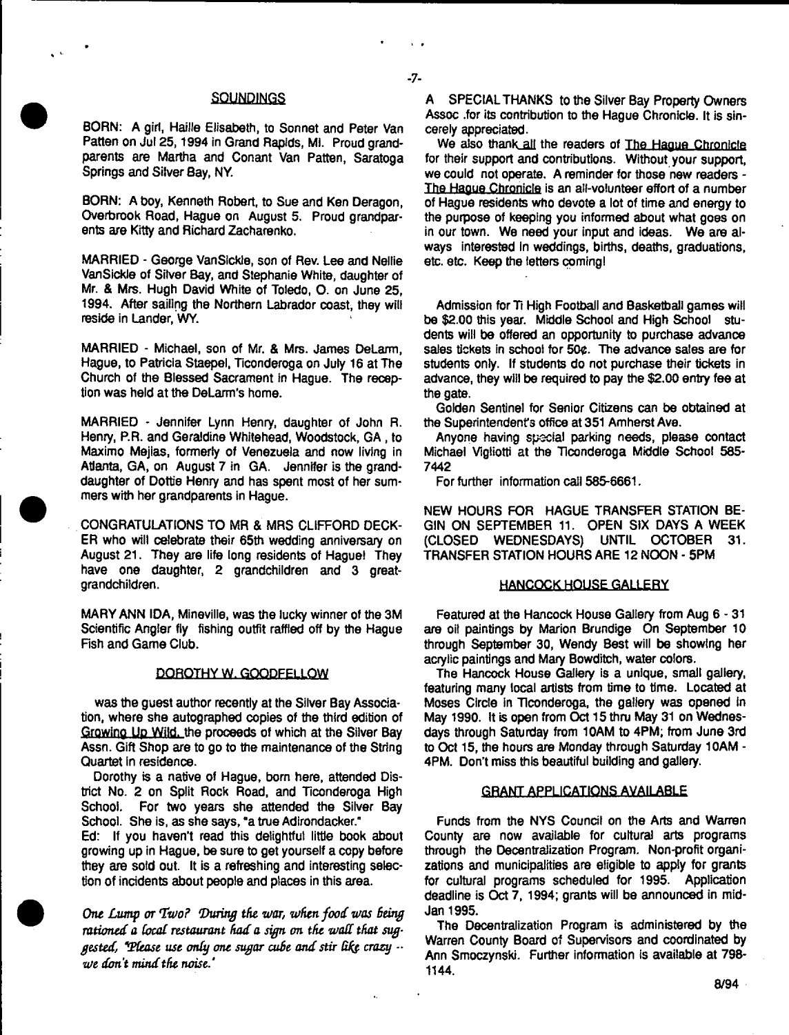## SOUNDINGS

BORN: A girl, Haille Elisabeth, to Sonnet and Peter Van Patten on Jul 25, 1994 in Grand Rapids, MI. Proud grandparents are Martha and Conant Van Patten, Saratoga Springs and Silver Bay, NY.

BORN: A boy, Kenneth Robert, to Sue and Ken Deragon, Overbrook Road, Hague on August 5. Proud grandparents are Kitty and Richard Zacharenko.

MARRIED - George VanSickle, son of Rev. Lee and Nellie VanSickle of Silver Bay, and Stephanie White, daughter of Mr. & Mrs. Hugh David White of Toledo, O. on June 25, 1994. After sailing the Northern Labrador coast, they will reside in Lander, WY.

MARRIED - Michael, son of Mr. & Mrs. James DeLarm, Hague, to Patricia Staepel, Ticonderoga on July 16 at The Church of the Blessed Sacrament in Hague. The reception was held at the DeLarm's home.

MARRIED - Jennifer Lynn Henry, daughter of John R. Henry, P.R. and Geraldine Whitehead, Woodstock, GA , to Maximo Mejias, formerly of Venezuela and now living in Atlanta, GA, on August 7 in GA. Jennifer is the granddaughter of Dottie Henry and has spent most of her summers with her grandparents in Hague.

CONGRATULATIONS TO MR & MRS CLIFFORD DECKER who will celebrate their 65th wedding anniversary on August 21. They are life long residents of Hague! They have one daughter, 2 grandchildren and 3 great-grandchildren.

MARY ANN IDA, Mineville, was the lucky winner of the 3M Scientific Angler fly fishing outfit raffled off by the Hague Fish and Game Club.

## DOROTHY W. GOODFELLOW

was the guest author recently at the Silver Bay Association, where she autographed copies of the third edition of Growing Up Wild, the proceeds of which at the Silver Bay Assn. Gift Shop are to go to the maintenance of the String Quartet in residence.

Dorothy is a native of Hague, born here, attended District No. 2 on Split Rock Road, and Ticonderoga High School. For two years she attended the Silver Bay School. She is, as she says, "a true Adirondacker."

Ed: If you haven't read this delightful little book about growing up in Hague, be sure to get yourself a copy before they are sold out. It is a refreshing and interesting selection of incidents about people and places in this area.

*One Lump or Two? During the war, when food was being rationed a local restaurant had a sign on the wall that suggested, "Please use only one sugar cube and stir like crazy -- we don't mind the noise."*

A SPECIAL THANKS to the Silver Bay Property Owners Assoc .for its contribution to the Hague Chronicle. It is sincerely appreciated.

We also thank all the readers of The Hague Chronicle for their support and contributions. Without your support, we could not operate. A reminder for those new readers - The Hague Chronicle is an all-volunteer effort of a number of Hague residents who devote a lot of time and energy to the purpose of keeping you informed about what goes on in our town. We need your input and ideas. We are always interested in weddings, births, deaths, graduations, etc. etc. Keep the letters coming!

Admission for Ti High Football and Basketball games will be $2.00 this year. Middle School and High School students will be offered an opportunity to purchase advance sales tickets in school for 50¢. The advance sales are for students only. If students do not purchase their tickets in advance, they will be required to pay the $2.00 entry fee at the gate.

Golden Sentinel for Senior Citizens can be obtained at the Superintendent's office at 351 Amherst Ave.

Anyone having special parking needs, please contact Michael Vigliotti at the Ticonderoga Middle School 585-7442

For further information call 585-6661.

NEW HOURS FOR HAGUE TRANSFER STATION BEGIN ON SEPTEMBER 11. OPEN SIX DAYS A WEEK (CLOSED WEDNESDAYS) UNTIL OCTOBER 31. TRANSFER STATION HOURS ARE 12 NOON - 5PM

## HANCOCK HOUSE GALLERY

Featured at the Hancock House Gallery from Aug 6 - 31 are oil paintings by Marion Brundige On September 10 through September 30, Wendy Best will be showing her acrylic paintings and Mary Bowditch, water colors.

The Hancock House Gallery is a unique, small gallery, featuring many local artists from time to time. Located at Moses Circle in Ticonderoga, the gallery was opened in May 1990. It is open from Oct 15 thru May 31 on Wednesdays through Saturday from 10AM to 4PM; from June 3rd to Oct 15, the hours are Monday through Saturday 10AM - 4PM. Don't miss this beautiful building and gallery.

## GRANT APPLICATIONS AVAILABLE

Funds from the NYS Council on the Arts and Warren County are now available for cultural arts programs through the Decentralization Program. Non-profit organizations and municipalities are eligible to apply for grants for cultural programs scheduled for 1995. Application deadline is Oct 7, 1994; grants will be announced in mid-Jan 1995.

The Decentralization Program is administered by the Warren County Board of Supervisors and coordinated by Ann Smoczynski. Further information is available at 798-1144.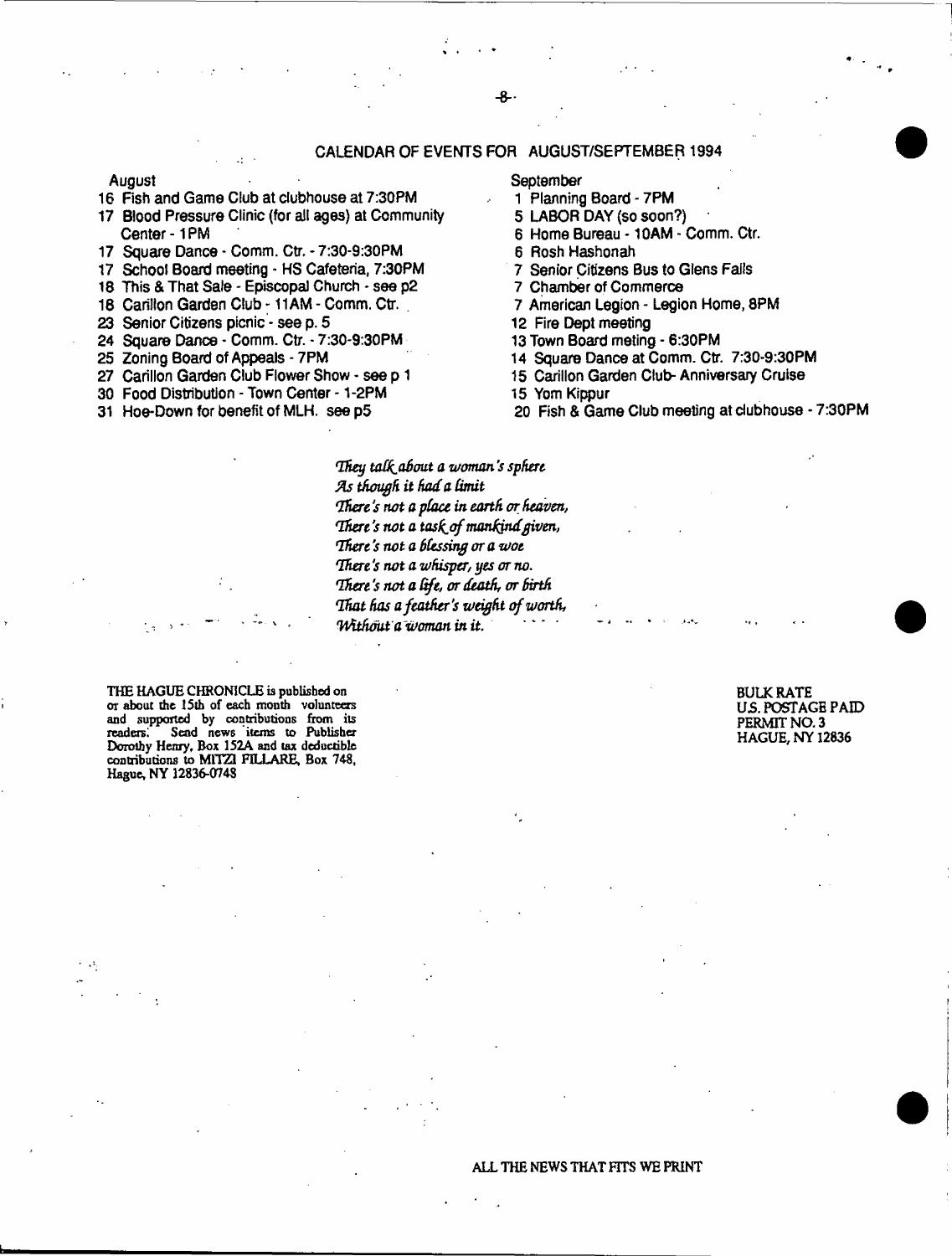## CALENDAR OF EVENTS FOR AUGUST/SEPTEMBER 1994

**August**

- 16 Fish and Game Club at clubhouse at 7:30PM
- 17 Blood Pressure Clinic (for all ages) at Community Center - 1PM
- 17 Square Dance - Comm. Ctr. - 7:30-9:30PM
- 17 School Board meeting - HS Cafeteria, 7:30PM
- 18 This & That Sale - Episcopal Church - see p2
- 18 Carillon Garden Club - 11AM - Comm. Ctr.
- 23 Senior Citizens picnic - see p. 5
- 24 Square Dance - Comm. Ctr. - 7:30-9:30PM
- 25 Zoning Board of Appeals - 7PM
- 27 Carillon Garden Club Flower Show - see p 1
- 30 Food Distribution - Town Center - 1-2PM
- 31 Hoe-Down for benefit of MLH. see p5

**September**

- 1 Planning Board - 7PM
- 5 LABOR DAY (so soon?)
- 6 Home Bureau - 10AM - Comm. Ctr.
- 6 Rosh Hashonah
- 7 Senior Citizens Bus to Glens Falls
- 7 Chamber of Commerce
- 7 American Legion - Legion Home, 8PM
- 12 Fire Dept meeting
- 13 Town Board meting - 6:30PM
- 14 Square Dance at Comm. Ctr. 7:30-9:30PM
- 15 Carillon Garden Club- Anniversary Cruise
- 15 Yom Kippur
- 20 Fish & Game Club meeting at clubhouse - 7:30PM

*They talk about a woman's sphere*
*As though it had a limit*
*There's not a place in earth or heaven,*
*There's not a task of mankind given,*
*There's not a blessing or a woe*
*There's not a whisper, yes or no.*
*There's not a life, or death, or birth*
*That has a feather's weight of worth,*
*Without a woman in it.*

THE HAGUE CHRONICLE is published on or about the 15th of each month volunteers and supported by contributions from its readers. Send news items to Publisher Dorothy Henry, Box 152A and tax deductible contributions to MITZI FILLARE, Box 748, Hague, NY 12836-0748

BULK RATE
U.S. POSTAGE PAID
PERMIT NO. 3
HAGUE, NY 12836

ALL THE NEWS THAT FITS WE PRINT